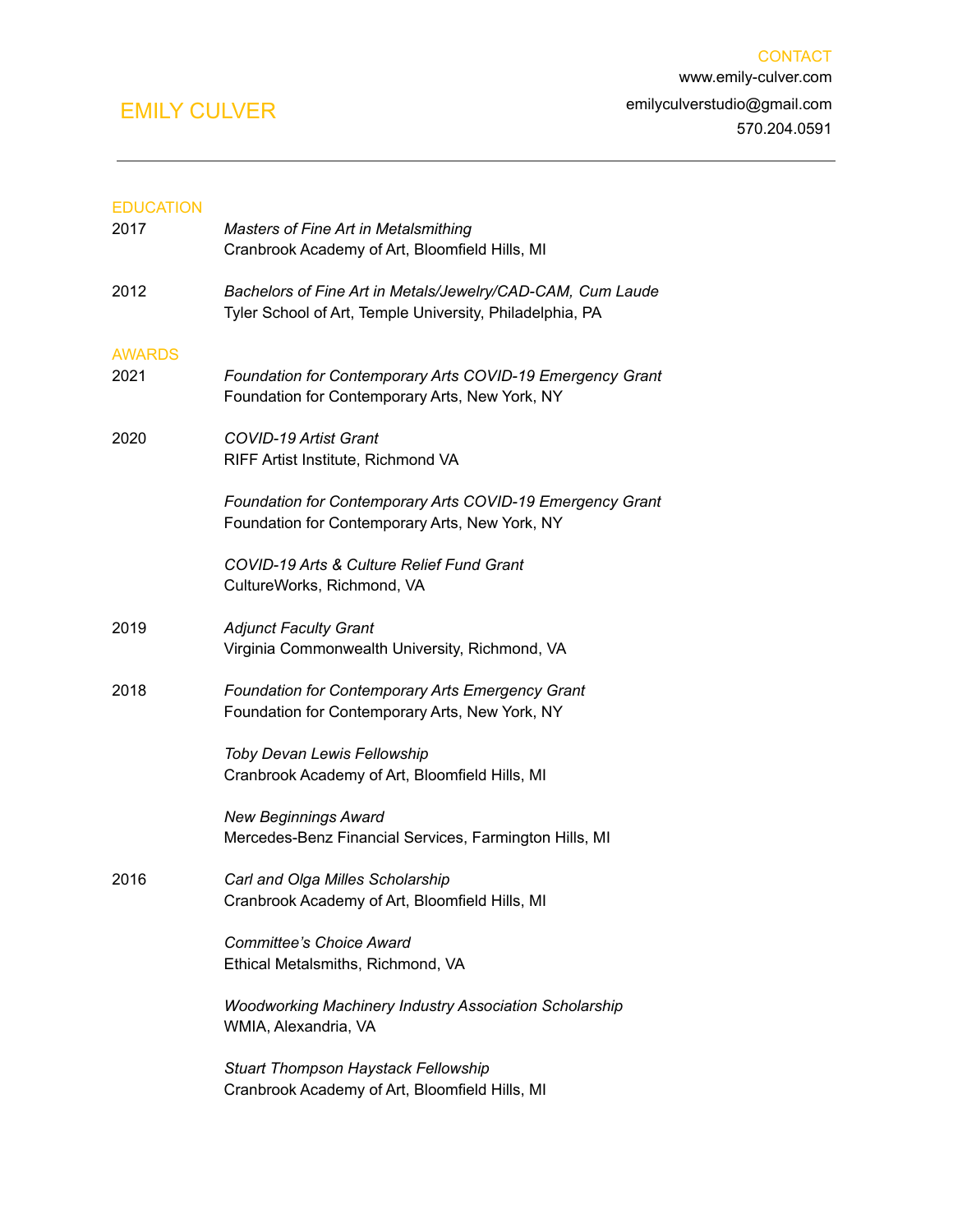# EMILY CULVER

## CONTACT

www.emily-culver.com

emilyculverstudio@gmail.com

570.204.0591

---

## EDUCATION

2017 — *Masters of Fine Art in Metalsmithing*
Cranbrook Academy of Art, Bloomfield Hills, MI

2012 — *Bachelors of Fine Art in Metals/Jewelry/CAD-CAM, Cum Laude*
Tyler School of Art, Temple University, Philadelphia, PA

## AWARDS

2021 — *Foundation for Contemporary Arts COVID-19 Emergency Grant*
Foundation for Contemporary Arts, New York, NY

2020 — *COVID-19 Artist Grant*
RIFF Artist Institute, Richmond VA

*Foundation for Contemporary Arts COVID-19 Emergency Grant*
Foundation for Contemporary Arts, New York, NY

*COVID-19 Arts & Culture Relief Fund Grant*
CultureWorks, Richmond, VA

2019 — *Adjunct Faculty Grant*
Virginia Commonwealth University, Richmond, VA

2018 — *Foundation for Contemporary Arts Emergency Grant*
Foundation for Contemporary Arts, New York, NY

*Toby Devan Lewis Fellowship*
Cranbrook Academy of Art, Bloomfield Hills, MI

*New Beginnings Award*
Mercedes-Benz Financial Services, Farmington Hills, MI

2016 — *Carl and Olga Milles Scholarship*
Cranbrook Academy of Art, Bloomfield Hills, MI

*Committee's Choice Award*
Ethical Metalsmiths, Richmond, VA

*Woodworking Machinery Industry Association Scholarship*
WMIA, Alexandria, VA

*Stuart Thompson Haystack Fellowship*
Cranbrook Academy of Art, Bloomfield Hills, MI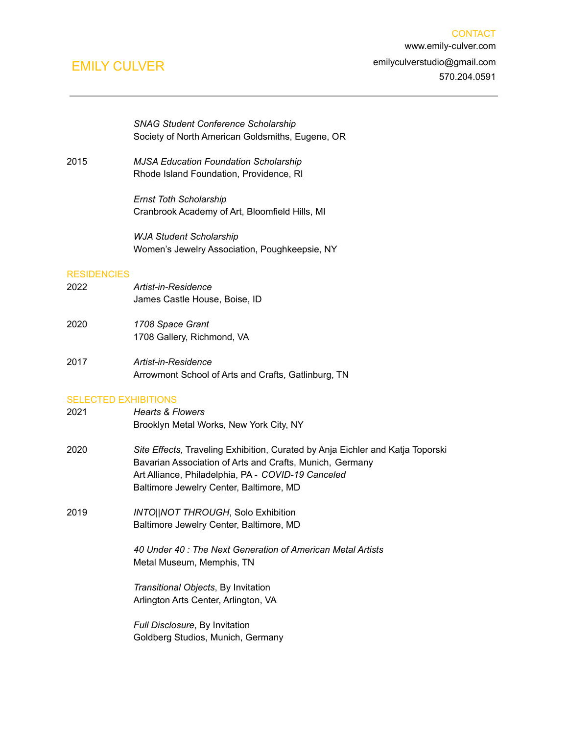# EMILY CULVER

CONTACT
www.emily-culver.com
emilyculverstudio@gmail.com
570.204.0591

---

*SNAG Student Conference Scholarship*
Society of North American Goldsmiths, Eugene, OR

2015 *MJSA Education Foundation Scholarship*
Rhode Island Foundation, Providence, RI

*Ernst Toth Scholarship*
Cranbrook Academy of Art, Bloomfield Hills, MI

*WJA Student Scholarship*
Women's Jewelry Association, Poughkeepsie, NY

## RESIDENCIES

2022 *Artist-in-Residence*
James Castle House, Boise, ID

2020 *1708 Space Grant*
1708 Gallery, Richmond, VA

2017 *Artist-in-Residence*
Arrowmont School of Arts and Crafts, Gatlinburg, TN

## SELECTED EXHIBITIONS

2021 *Hearts & Flowers*
Brooklyn Metal Works, New York City, NY

2020 *Site Effects*, Traveling Exhibition, Curated by Anja Eichler and Katja Toporski
Bavarian Association of Arts and Crafts, Munich, Germany
Art Alliance, Philadelphia, PA - *COVID-19 Canceled*
Baltimore Jewelry Center, Baltimore, MD

2019 *INTO||NOT THROUGH*, Solo Exhibition
Baltimore Jewelry Center, Baltimore, MD

*40 Under 40 : The Next Generation of American Metal Artists*
Metal Museum, Memphis, TN

*Transitional Objects*, By Invitation
Arlington Arts Center, Arlington, VA

*Full Disclosure*, By Invitation
Goldberg Studios, Munich, Germany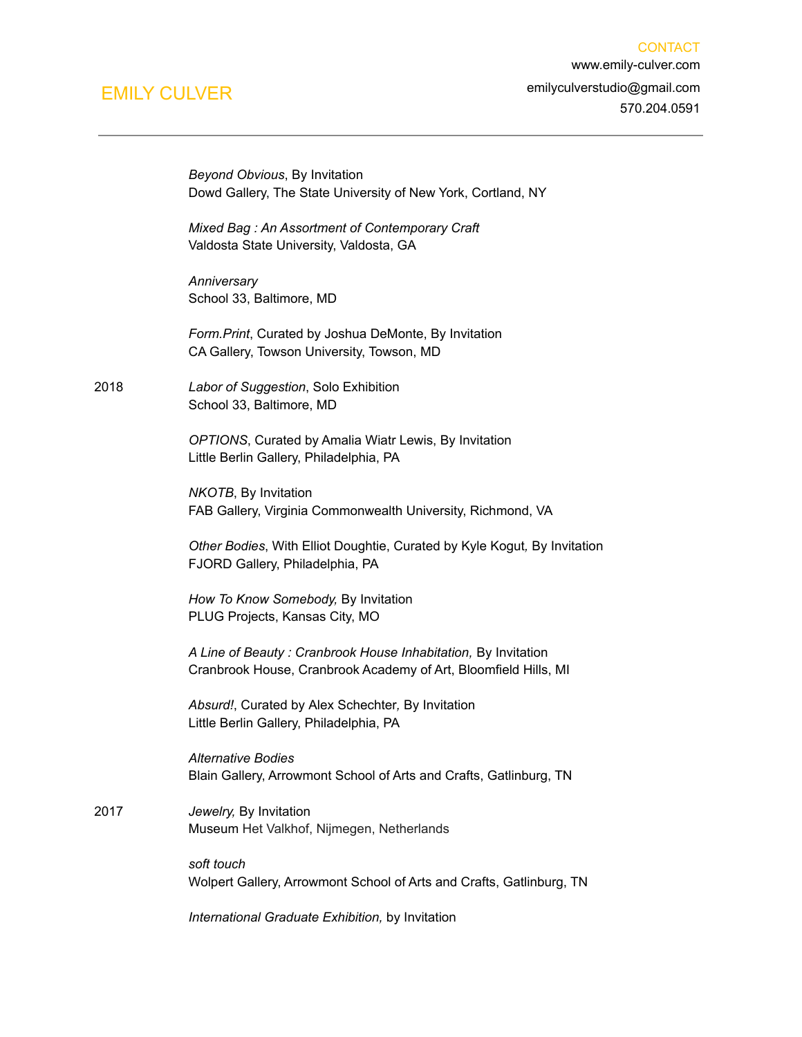EMILY CULVER

CONTACT
www.emily-culver.com
emilyculverstudio@gmail.com
570.204.0591

---

*Beyond Obvious*, By Invitation
Dowd Gallery, The State University of New York, Cortland, NY

*Mixed Bag : An Assortment of Contemporary Craft*
Valdosta State University, Valdosta, GA

*Anniversary*
School 33, Baltimore, MD

*Form.Print*, Curated by Joshua DeMonte, By Invitation
CA Gallery, Towson University, Towson, MD

2018

*Labor of Suggestion*, Solo Exhibition
School 33, Baltimore, MD

*OPTIONS*, Curated by Amalia Wiatr Lewis, By Invitation
Little Berlin Gallery, Philadelphia, PA

*NKOTB*, By Invitation
FAB Gallery, Virginia Commonwealth University, Richmond, VA

*Other Bodies*, With Elliot Doughtie, Curated by Kyle Kogut, By Invitation
FJORD Gallery, Philadelphia, PA

*How To Know Somebody,* By Invitation
PLUG Projects, Kansas City, MO

*A Line of Beauty : Cranbrook House Inhabitation,* By Invitation
Cranbrook House, Cranbrook Academy of Art, Bloomfield Hills, MI

*Absurd!*, Curated by Alex Schechter, By Invitation
Little Berlin Gallery, Philadelphia, PA

*Alternative Bodies*
Blain Gallery, Arrowmont School of Arts and Crafts, Gatlinburg, TN

2017

*Jewelry,* By Invitation
Museum Het Valkhof, Nijmegen, Netherlands

*soft touch*
Wolpert Gallery, Arrowmont School of Arts and Crafts, Gatlinburg, TN

*International Graduate Exhibition,* by Invitation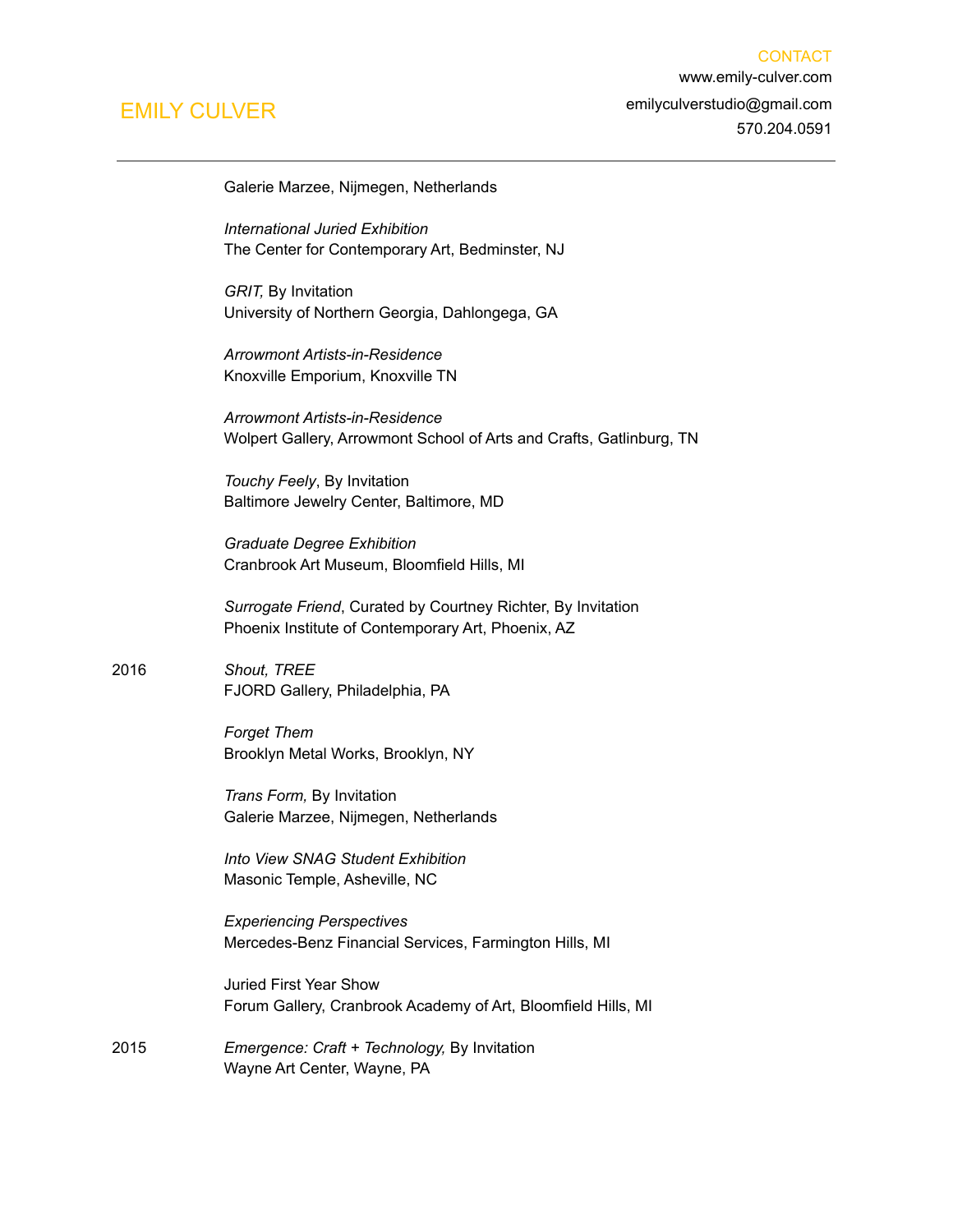Galerie Marzee, Nijmegen, Netherlands

*International Juried Exhibition*
The Center for Contemporary Art, Bedminster, NJ

*GRIT,* By Invitation
University of Northern Georgia, Dahlongega, GA

*Arrowmont Artists-in-Residence*
Knoxville Emporium, Knoxville TN

*Arrowmont Artists-in-Residence*
Wolpert Gallery, Arrowmont School of Arts and Crafts, Gatlinburg, TN

*Touchy Feely*, By Invitation
Baltimore Jewelry Center, Baltimore, MD

*Graduate Degree Exhibition*
Cranbrook Art Museum, Bloomfield Hills, MI

*Surrogate Friend*, Curated by Courtney Richter, By Invitation
Phoenix Institute of Contemporary Art, Phoenix, AZ

2016

*Shout, TREE*
FJORD Gallery, Philadelphia, PA

*Forget Them*
Brooklyn Metal Works, Brooklyn, NY

*Trans Form,* By Invitation
Galerie Marzee, Nijmegen, Netherlands

*Into View SNAG Student Exhibition*
Masonic Temple, Asheville, NC

*Experiencing Perspectives*
Mercedes-Benz Financial Services, Farmington Hills, MI

Juried First Year Show
Forum Gallery, Cranbrook Academy of Art, Bloomfield Hills, MI

2015

*Emergence: Craft + Technology,* By Invitation
Wayne Art Center, Wayne, PA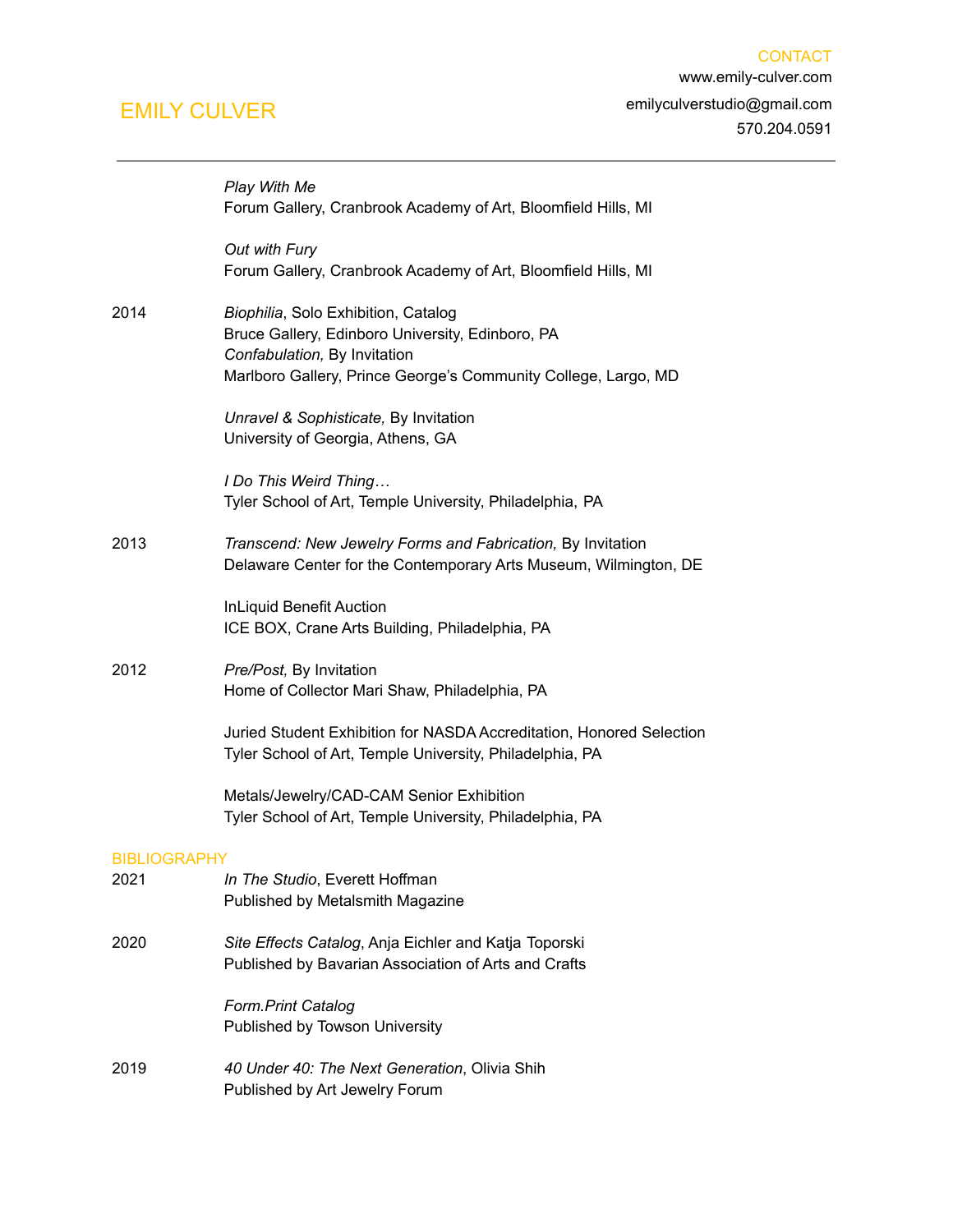# EMILY CULVER

CONTACT
www.emily-culver.com
emilyculverstudio@gmail.com
570.204.0591

---

*Play With Me*
Forum Gallery, Cranbrook Academy of Art, Bloomfield Hills, MI

*Out with Fury*
Forum Gallery, Cranbrook Academy of Art, Bloomfield Hills, MI

2014

*Biophilia*, Solo Exhibition, Catalog
Bruce Gallery, Edinboro University, Edinboro, PA
*Confabulation,* By Invitation
Marlboro Gallery, Prince George's Community College, Largo, MD

*Unravel & Sophisticate,* By Invitation
University of Georgia, Athens, GA

*I Do This Weird Thing…*
Tyler School of Art, Temple University, Philadelphia, PA

2013

*Transcend: New Jewelry Forms and Fabrication,* By Invitation
Delaware Center for the Contemporary Arts Museum, Wilmington, DE

InLiquid Benefit Auction
ICE BOX, Crane Arts Building, Philadelphia, PA

2012

*Pre/Post,* By Invitation
Home of Collector Mari Shaw, Philadelphia, PA

Juried Student Exhibition for NASDA Accreditation, Honored Selection
Tyler School of Art, Temple University, Philadelphia, PA

Metals/Jewelry/CAD-CAM Senior Exhibition
Tyler School of Art, Temple University, Philadelphia, PA

## BIBLIOGRAPHY

2021

*In The Studio*, Everett Hoffman
Published by Metalsmith Magazine

2020

*Site Effects Catalog*, Anja Eichler and Katja Toporski
Published by Bavarian Association of Arts and Crafts

*Form.Print Catalog*
Published by Towson University

2019

*40 Under 40: The Next Generation*, Olivia Shih
Published by Art Jewelry Forum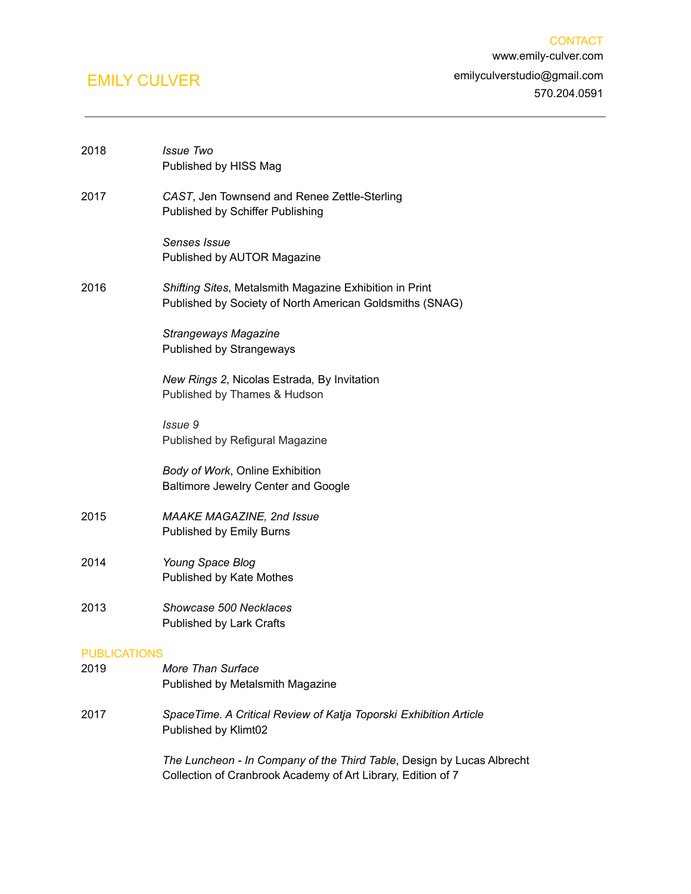# EMILY CULVER

CONTACT
www.emily-culver.com
emilyculverstudio@gmail.com
570.204.0591

---

2018 *Issue Two*
Published by HISS Mag

2017 *CAST*, Jen Townsend and Renee Zettle-Sterling
Published by Schiffer Publishing

*Senses Issue*
Published by AUTOR Magazine

2016 *Shifting Sites*, Metalsmith Magazine Exhibition in Print
Published by Society of North American Goldsmiths (SNAG)

*Strangeways Magazine*
Published by Strangeways

*New Rings 2*, Nicolas Estrada, By Invitation
Published by Thames & Hudson

*Issue 9*
Published by Refigural Magazine

*Body of Work*, Online Exhibition
Baltimore Jewelry Center and Google

2015 *MAAKE MAGAZINE, 2nd Issue*
Published by Emily Burns

2014 *Young Space Blog*
Published by Kate Mothes

2013 *Showcase 500 Necklaces*
Published by Lark Crafts

## PUBLICATIONS

2019 *More Than Surface*
Published by Metalsmith Magazine

2017 *SpaceTime. A Critical Review of Katja Toporski Exhibition Article*
Published by Klimt02

*The Luncheon - In Company of the Third Table*, Design by Lucas Albrecht
Collection of Cranbrook Academy of Art Library, Edition of 7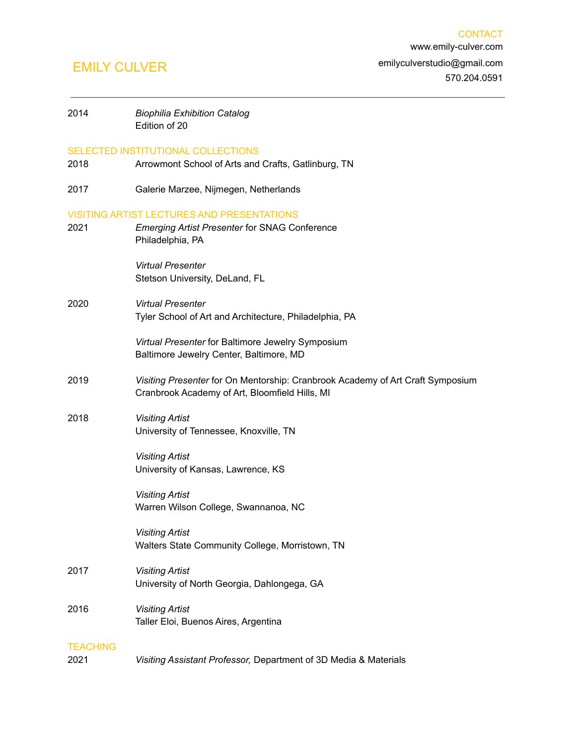# EMILY CULVER

CONTACT
www.emily-culver.com
emilyculverstudio@gmail.com
570.204.0591

---

2014 *Biophilia Exhibition Catalog*
Edition of 20

## SELECTED INSTITUTIONAL COLLECTIONS

2018 Arrowmont School of Arts and Crafts, Gatlinburg, TN

2017 Galerie Marzee, Nijmegen, Netherlands

## VISITING ARTIST LECTURES AND PRESENTATIONS

2021 *Emerging Artist Presenter* for SNAG Conference
Philadelphia, PA

*Virtual Presenter*
Stetson University, DeLand, FL

2020 *Virtual Presenter*
Tyler School of Art and Architecture, Philadelphia, PA

*Virtual Presenter* for Baltimore Jewelry Symposium
Baltimore Jewelry Center, Baltimore, MD

2019 *Visiting Presenter* for On Mentorship: Cranbrook Academy of Art Craft Symposium
Cranbrook Academy of Art, Bloomfield Hills, MI

2018 *Visiting Artist*
University of Tennessee, Knoxville, TN

*Visiting Artist*
University of Kansas, Lawrence, KS

*Visiting Artist*
Warren Wilson College, Swannanoa, NC

*Visiting Artist*
Walters State Community College, Morristown, TN

2017 *Visiting Artist*
University of North Georgia, Dahlongega, GA

2016 *Visiting Artist*
Taller Eloi, Buenos Aires, Argentina

## TEACHING

2021 *Visiting Assistant Professor,* Department of 3D Media & Materials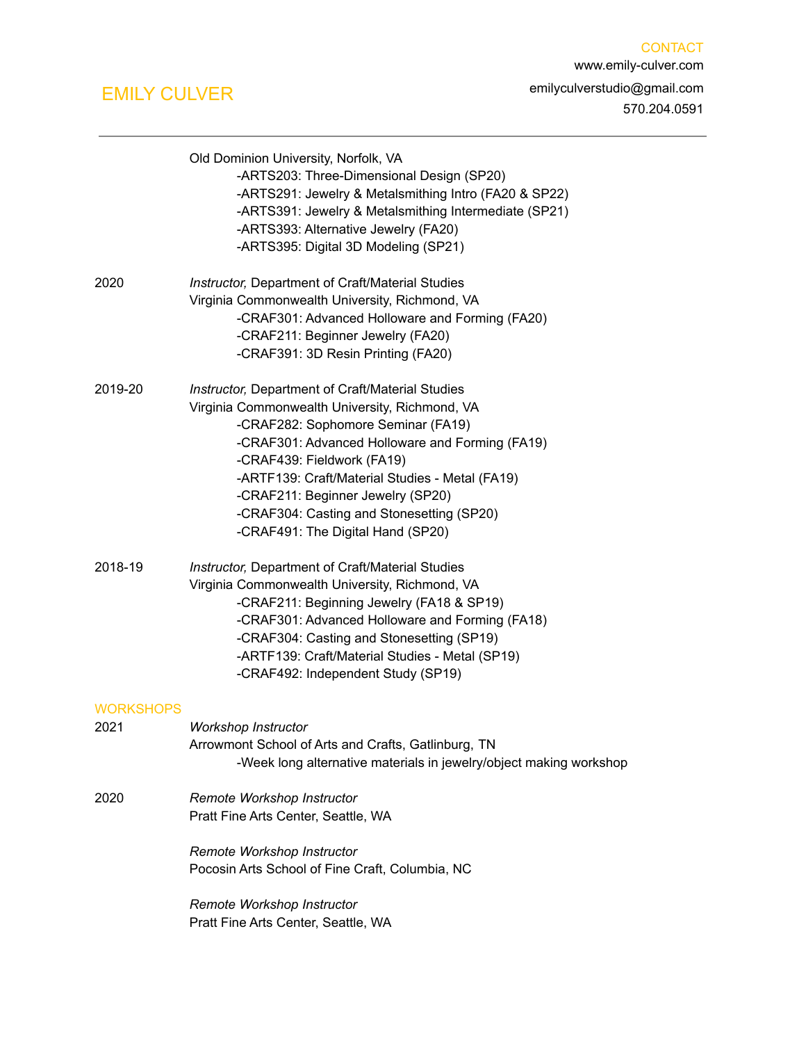# EMILY CULVER

CONTACT
www.emily-culver.com
emilyculverstudio@gmail.com
570.204.0591

---

Old Dominion University, Norfolk, VA
- -ARTS203: Three-Dimensional Design (SP20)
- -ARTS291: Jewelry & Metalsmithing Intro (FA20 & SP22)
- -ARTS391: Jewelry & Metalsmithing Intermediate (SP21)
- -ARTS393: Alternative Jewelry (FA20)
- -ARTS395: Digital 3D Modeling (SP21)

2020 — *Instructor,* Department of Craft/Material Studies
Virginia Commonwealth University, Richmond, VA
- -CRAF301: Advanced Holloware and Forming (FA20)
- -CRAF211: Beginner Jewelry (FA20)
- -CRAF391: 3D Resin Printing (FA20)

2019-20 — *Instructor,* Department of Craft/Material Studies
Virginia Commonwealth University, Richmond, VA
- -CRAF282: Sophomore Seminar (FA19)
- -CRAF301: Advanced Holloware and Forming (FA19)
- -CRAF439: Fieldwork (FA19)
- -ARTF139: Craft/Material Studies - Metal (FA19)
- -CRAF211: Beginner Jewelry (SP20)
- -CRAF304: Casting and Stonesetting (SP20)
- -CRAF491: The Digital Hand (SP20)

2018-19 — *Instructor,* Department of Craft/Material Studies
Virginia Commonwealth University, Richmond, VA
- -CRAF211: Beginning Jewelry (FA18 & SP19)
- -CRAF301: Advanced Holloware and Forming (FA18)
- -CRAF304: Casting and Stonesetting (SP19)
- -ARTF139: Craft/Material Studies - Metal (SP19)
- -CRAF492: Independent Study (SP19)

## WORKSHOPS

2021 — *Workshop Instructor*
Arrowmont School of Arts and Crafts, Gatlinburg, TN
- -Week long alternative materials in jewelry/object making workshop

2020 — *Remote Workshop Instructor*
Pratt Fine Arts Center, Seattle, WA

*Remote Workshop Instructor*
Pocosin Arts School of Fine Craft, Columbia, NC

*Remote Workshop Instructor*
Pratt Fine Arts Center, Seattle, WA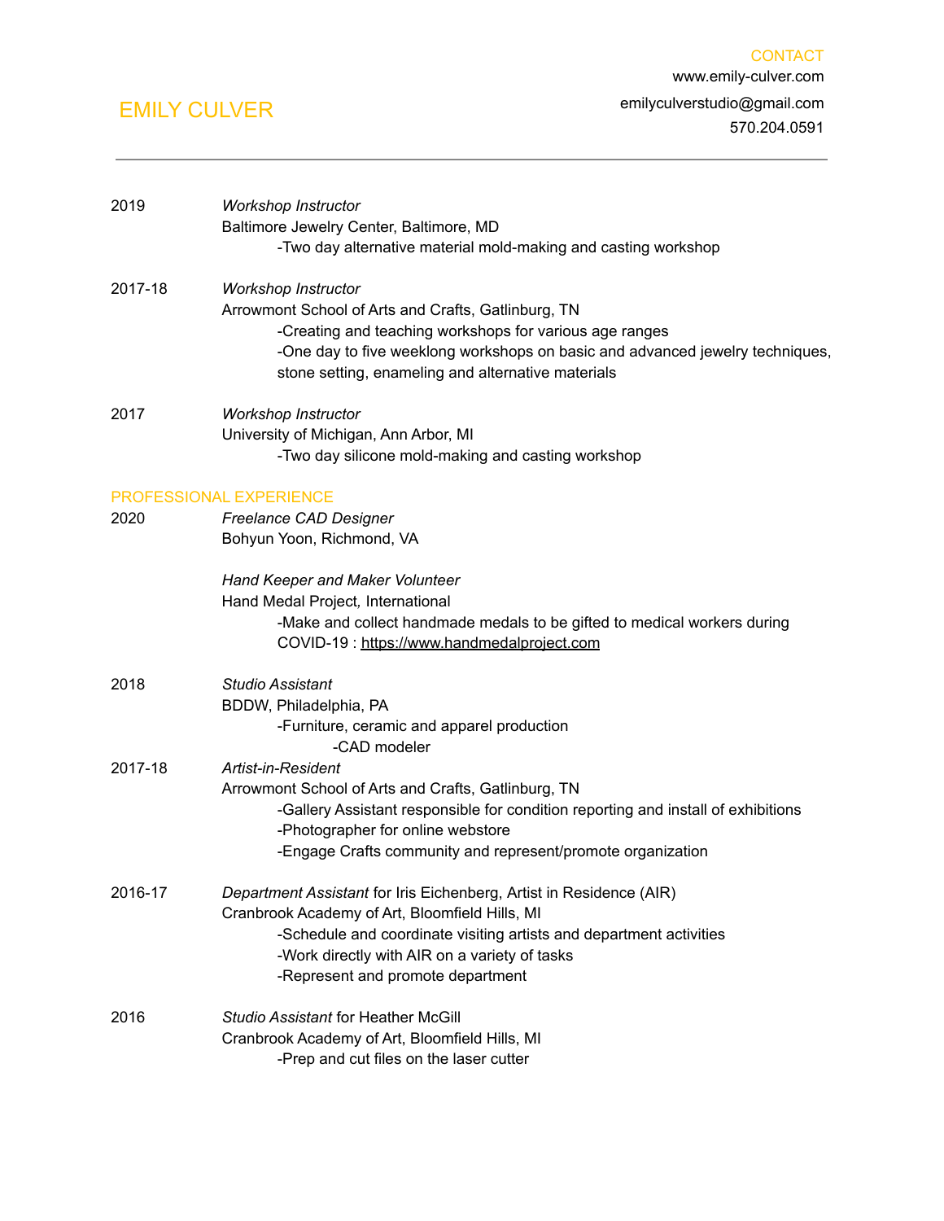# EMILY CULVER

CONTACT
www.emily-culver.com
emilyculverstudio@gmail.com
570.204.0591

---

2019 *Workshop Instructor*
Baltimore Jewelry Center, Baltimore, MD
- -Two day alternative material mold-making and casting workshop

2017-18 *Workshop Instructor*
Arrowmont School of Arts and Crafts, Gatlinburg, TN
- -Creating and teaching workshops for various age ranges
- -One day to five weeklong workshops on basic and advanced jewelry techniques, stone setting, enameling and alternative materials

2017 *Workshop Instructor*
University of Michigan, Ann Arbor, MI
- -Two day silicone mold-making and casting workshop

## PROFESSIONAL EXPERIENCE

2020 *Freelance CAD Designer*
Bohyun Yoon, Richmond, VA

*Hand Keeper and Maker Volunteer*
Hand Medal Project*,* International
- -Make and collect handmade medals to be gifted to medical workers during COVID-19 : https://www.handmedalproject.com

2018 *Studio Assistant*
BDDW, Philadelphia, PA
- -Furniture, ceramic and apparel production
  - -CAD modeler

2017-18 *Artist-in-Resident*
Arrowmont School of Arts and Crafts, Gatlinburg, TN
- -Gallery Assistant responsible for condition reporting and install of exhibitions
- -Photographer for online webstore
- -Engage Crafts community and represent/promote organization

2016-17 *Department Assistant* for Iris Eichenberg, Artist in Residence (AIR)
Cranbrook Academy of Art, Bloomfield Hills, MI
- -Schedule and coordinate visiting artists and department activities
- -Work directly with AIR on a variety of tasks
- -Represent and promote department

2016 *Studio Assistant* for Heather McGill
Cranbrook Academy of Art, Bloomfield Hills, MI
- -Prep and cut files on the laser cutter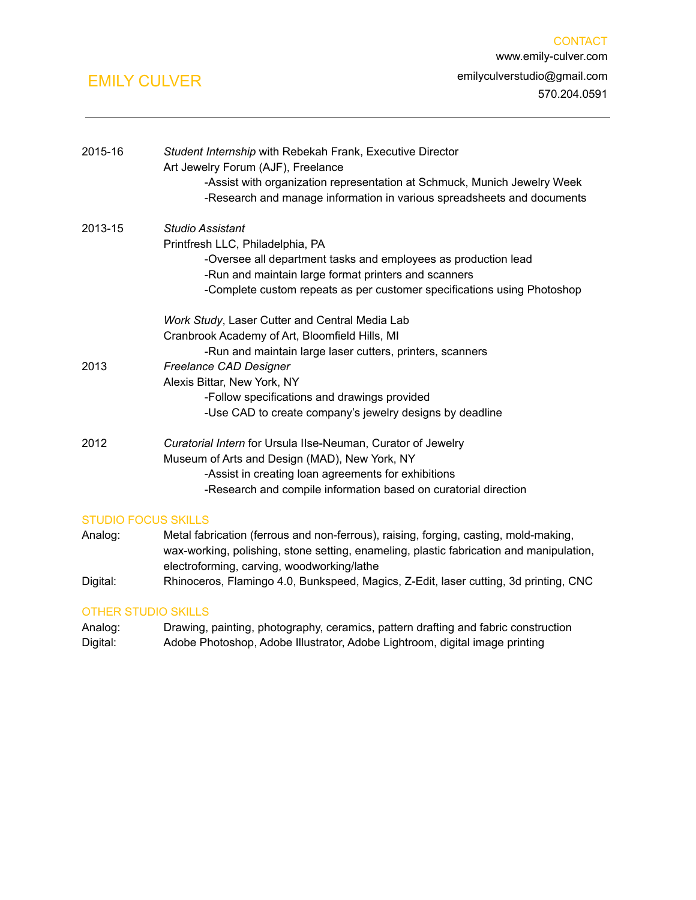# EMILY CULVER

CONTACT
www.emily-culver.com
emilyculverstudio@gmail.com
570.204.0591

---

2015-16 — *Student Internship* with Rebekah Frank, Executive Director
Art Jewelry Forum (AJF), Freelance
- Assist with organization representation at Schmuck, Munich Jewelry Week
- Research and manage information in various spreadsheets and documents

2013-15 — *Studio Assistant*
Printfresh LLC, Philadelphia, PA
- Oversee all department tasks and employees as production lead
- Run and maintain large format printers and scanners
- Complete custom repeats as per customer specifications using Photoshop

*Work Study*, Laser Cutter and Central Media Lab
Cranbrook Academy of Art, Bloomfield Hills, MI
- Run and maintain large laser cutters, printers, scanners

2013 — *Freelance CAD Designer*
Alexis Bittar, New York, NY
- Follow specifications and drawings provided
- Use CAD to create company's jewelry designs by deadline

2012 — *Curatorial Intern* for Ursula Ilse-Neuman, Curator of Jewelry
Museum of Arts and Design (MAD), New York, NY
- Assist in creating loan agreements for exhibitions
- Research and compile information based on curatorial direction

## STUDIO FOCUS SKILLS

Analog: Metal fabrication (ferrous and non-ferrous), raising, forging, casting, mold-making, wax-working, polishing, stone setting, enameling, plastic fabrication and manipulation, electroforming, carving, woodworking/lathe

Digital: Rhinoceros, Flamingo 4.0, Bunkspeed, Magics, Z-Edit, laser cutting, 3d printing, CNC

## OTHER STUDIO SKILLS

Analog: Drawing, painting, photography, ceramics, pattern drafting and fabric construction

Digital: Adobe Photoshop, Adobe Illustrator, Adobe Lightroom, digital image printing